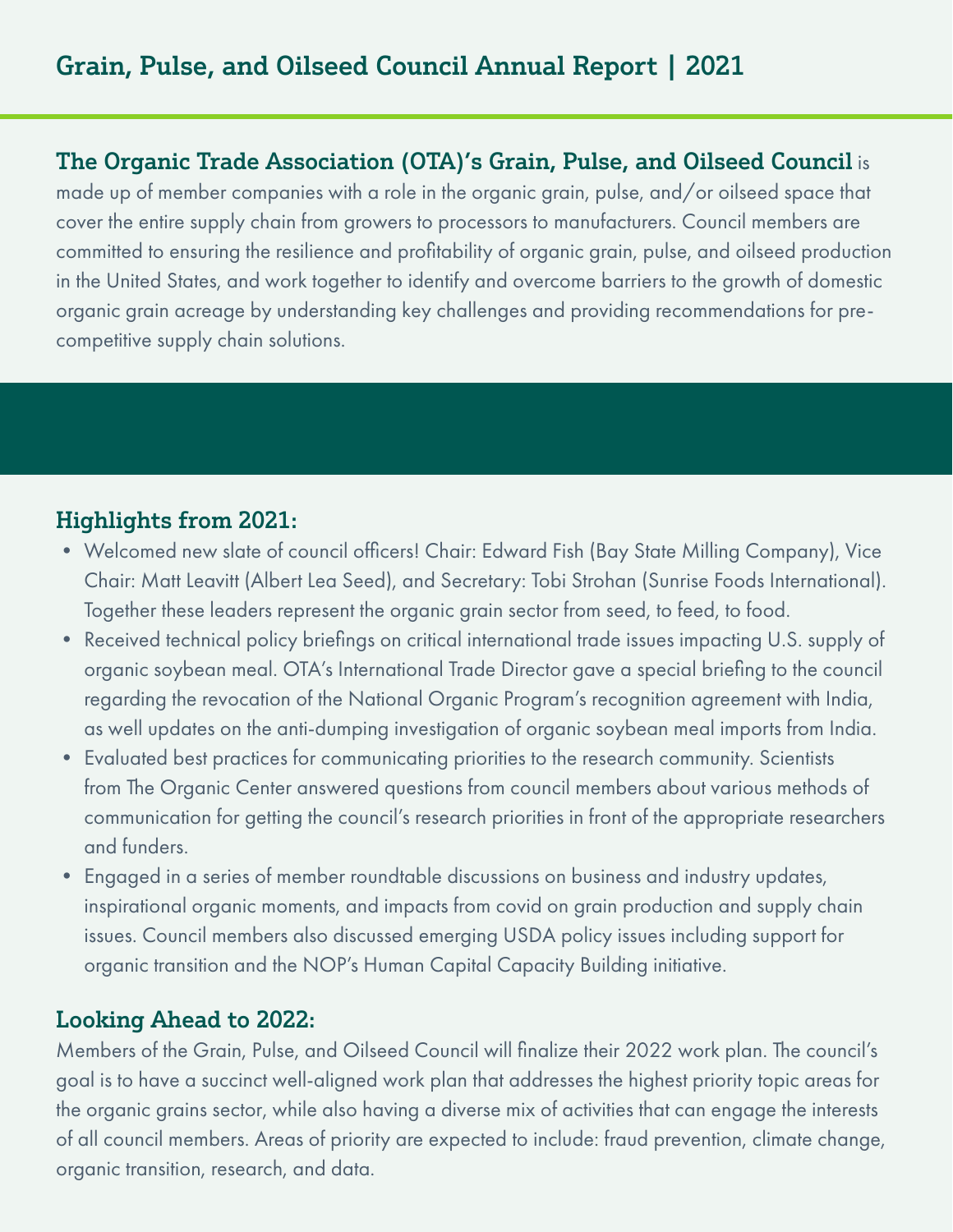# Grain, Pulse, and Oilseed Council Annual Report | 2021

**The Organic Trade Association (OTA)'s Grain, Pulse, and Oilseed Council** is made up of member companies with a role in the organic grain, pulse, and/or oilseed space that cover the entire supply chain from growers to processors to manufacturers. Council members are committed to ensuring the resilience and profitability of organic grain, pulse, and oilseed production in the United States, and work together to identify and overcome barriers to the growth of domestic organic grain acreage by understanding key challenges and providing recommendations for pre-competitive supply chain solutions.

## Highlights from 2021:

- Welcomed new slate of council officers! Chair: Edward Fish (Bay State Milling Company), Vice Chair: Matt Leavitt (Albert Lea Seed), and Secretary: Tobi Strohan (Sunrise Foods International). Together these leaders represent the organic grain sector from seed, to feed, to food.
- Received technical policy briefings on critical international trade issues impacting U.S. supply of organic soybean meal. OTA's International Trade Director gave a special briefing to the council regarding the revocation of the National Organic Program's recognition agreement with India, as well updates on the anti-dumping investigation of organic soybean meal imports from India.
- Evaluated best practices for communicating priorities to the research community. Scientists from The Organic Center answered questions from council members about various methods of communication for getting the council's research priorities in front of the appropriate researchers and funders.
- Engaged in a series of member roundtable discussions on business and industry updates, inspirational organic moments, and impacts from covid on grain production and supply chain issues. Council members also discussed emerging USDA policy issues including support for organic transition and the NOP's Human Capital Capacity Building initiative.

## Looking Ahead to 2022:

Members of the Grain, Pulse, and Oilseed Council will finalize their 2022 work plan. The council's goal is to have a succinct well-aligned work plan that addresses the highest priority topic areas for the organic grains sector, while also having a diverse mix of activities that can engage the interests of all council members. Areas of priority are expected to include: fraud prevention, climate change, organic transition, research, and data.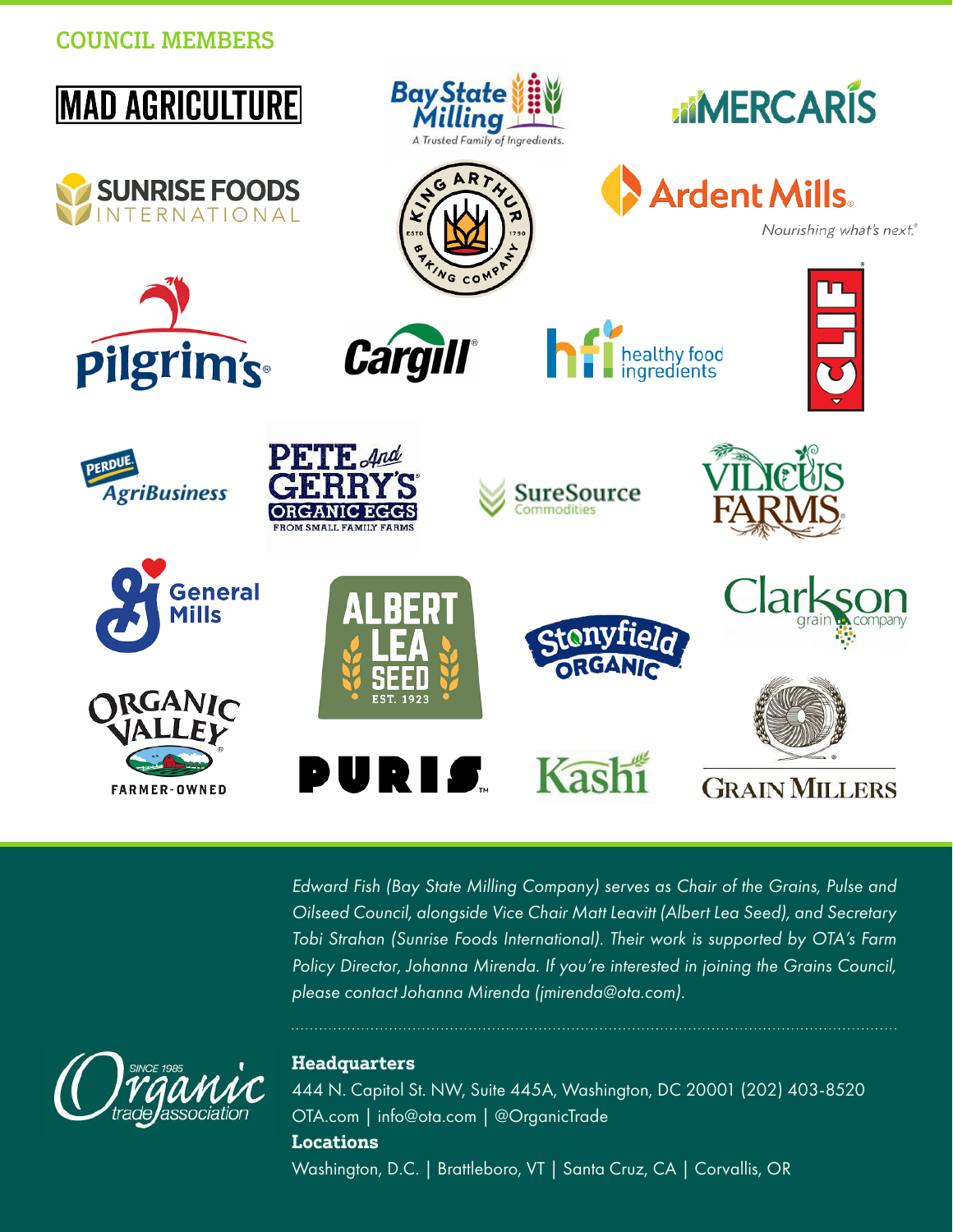## COUNCIL MEMBERS

MAD AGRICULTURE

Bay State Milling — A Trusted Family of Ingredients.

MERCARIS

SUNRISE FOODS INTERNATIONAL

King Arthur Baking Company — ESTD 1790

Ardent Mills — Nourishing what's next.

Pilgrim's

Cargill

hfi healthy food ingredients

CLIF

PERDUE AgriBusiness

PETE And GERRY'S ORGANIC EGGS — FROM SMALL FAMILY FARMS

SureSource Commodities

VILICUS FARMS

General Mills

ALBERT LEA SEED — EST. 1923

Stonyfield ORGANIC

Clarkson grain company

ORGANIC VALLEY — FARMER-OWNED

PURIS

Kashi

GRAIN MILLERS

*Edward Fish (Bay State Milling Company) serves as Chair of the Grains, Pulse and Oilseed Council, alongside Vice Chair Matt Leavitt (Albert Lea Seed), and Secretary Tobi Strahan (Sunrise Foods International). Their work is supported by OTA's Farm Policy Director, Johanna Mirenda. If you're interested in joining the Grains Council, please contact Johanna Mirenda (jmirenda@ota.com).*

Organic trade association — SINCE 1985

**Headquarters**

444 N. Capitol St. NW, Suite 445A, Washington, DC 20001 (202) 403-8520

OTA.com | info@ota.com | @OrganicTrade

**Locations**

Washington, D.C. | Brattleboro, VT | Santa Cruz, CA | Corvallis, OR